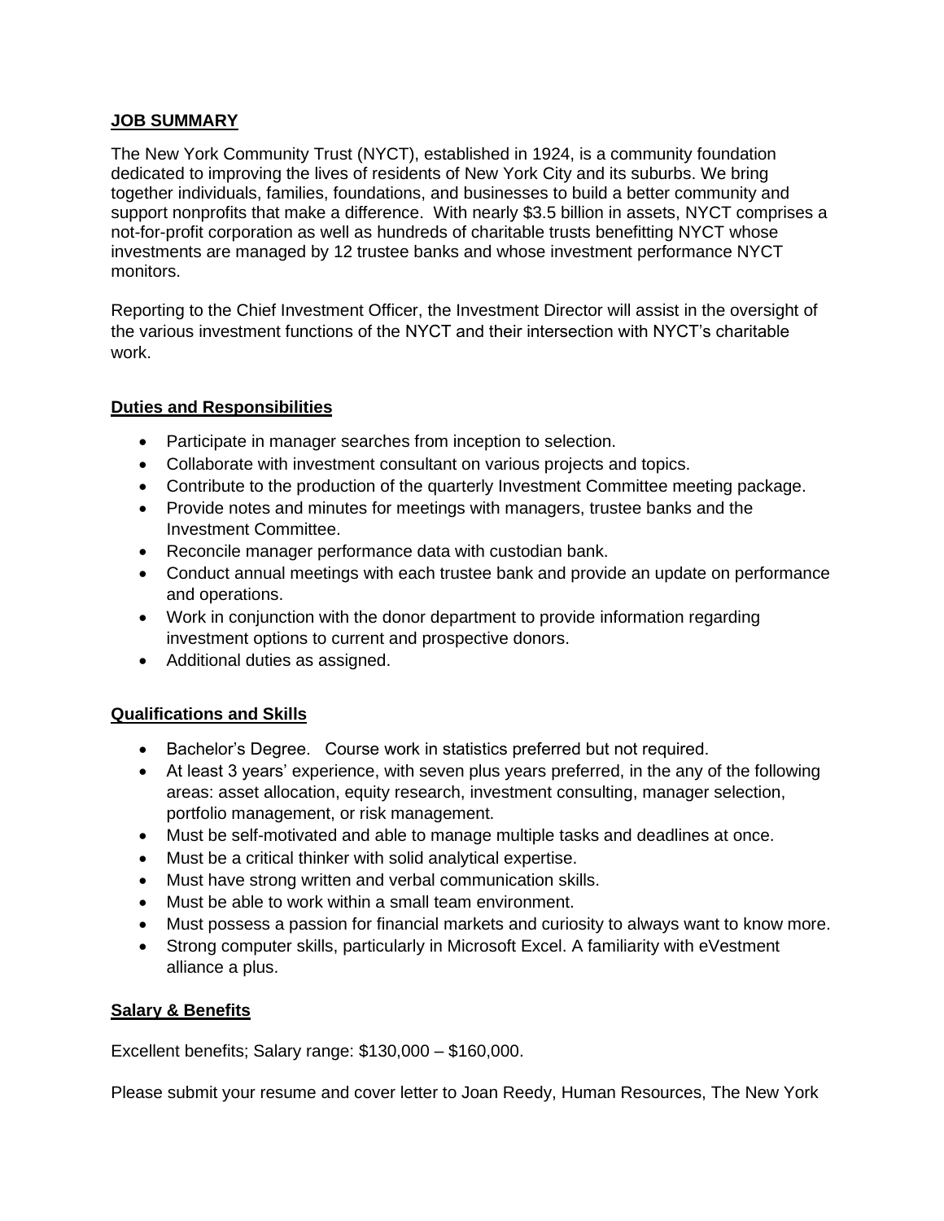## JOB SUMMARY

The New York Community Trust (NYCT), established in 1924, is a community foundation dedicated to improving the lives of residents of New York City and its suburbs. We bring together individuals, families, foundations, and businesses to build a better community and support nonprofits that make a difference. With nearly $3.5 billion in assets, NYCT comprises a not-for-profit corporation as well as hundreds of charitable trusts benefitting NYCT whose investments are managed by 12 trustee banks and whose investment performance NYCT monitors.

Reporting to the Chief Investment Officer, the Investment Director will assist in the oversight of the various investment functions of the NYCT and their intersection with NYCT's charitable work.

## Duties and Responsibilities

- Participate in manager searches from inception to selection.
- Collaborate with investment consultant on various projects and topics.
- Contribute to the production of the quarterly Investment Committee meeting package.
- Provide notes and minutes for meetings with managers, trustee banks and the Investment Committee.
- Reconcile manager performance data with custodian bank.
- Conduct annual meetings with each trustee bank and provide an update on performance and operations.
- Work in conjunction with the donor department to provide information regarding investment options to current and prospective donors.
- Additional duties as assigned.

## Qualifications and Skills

- Bachelor's Degree. Course work in statistics preferred but not required.
- At least 3 years' experience, with seven plus years preferred, in the any of the following areas: asset allocation, equity research, investment consulting, manager selection, portfolio management, or risk management.
- Must be self-motivated and able to manage multiple tasks and deadlines at once.
- Must be a critical thinker with solid analytical expertise.
- Must have strong written and verbal communication skills.
- Must be able to work within a small team environment.
- Must possess a passion for financial markets and curiosity to always want to know more.
- Strong computer skills, particularly in Microsoft Excel. A familiarity with eVestment alliance a plus.

## Salary & Benefits

Excellent benefits; Salary range: $130,000 – $160,000.

Please submit your resume and cover letter to Joan Reedy, Human Resources, The New York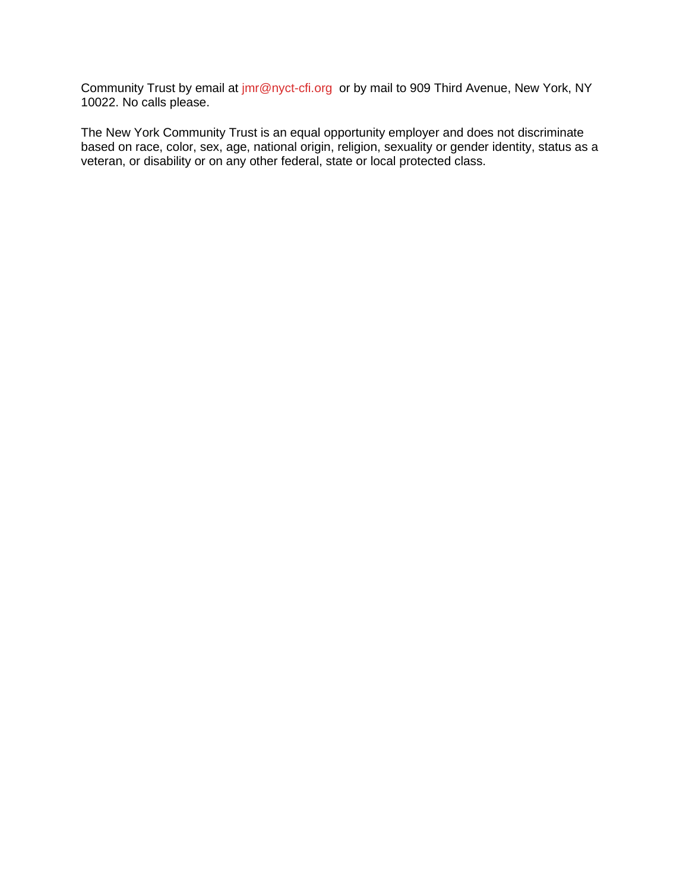Community Trust by email at jmr@nyct-cfi.org or by mail to 909 Third Avenue, New York, NY 10022. No calls please.

The New York Community Trust is an equal opportunity employer and does not discriminate based on race, color, sex, age, national origin, religion, sexuality or gender identity, status as a veteran, or disability or on any other federal, state or local protected class.